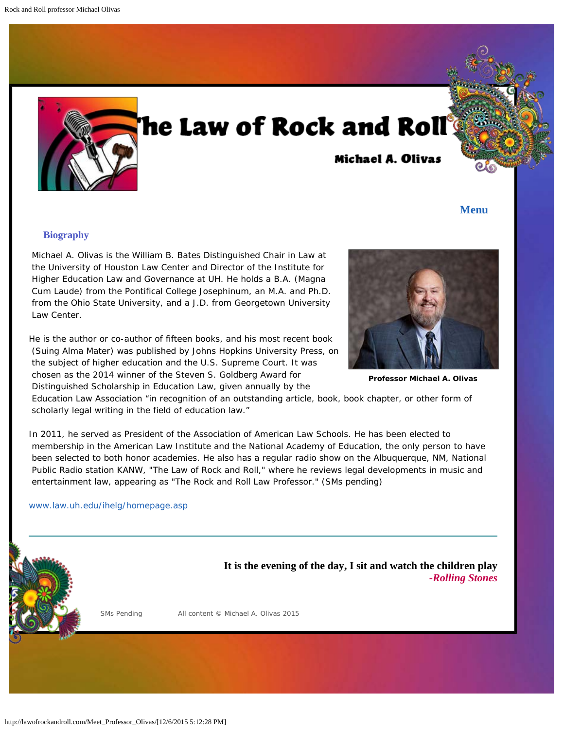# The Law of Rock and Roll

**Michael A. Olivas**

**Menu**

## Biography

Michael A. Olivas is the William B. Bates Distinguished Chair in Law at the University of Houston Law Center and Director of the Institute for Higher Education Law and Governance at UH. He holds a B.A. (Magna Cum Laude) from the Pontifical College Josephinum, an M.A. and Ph.D. from the Ohio State University, and a J.D. from Georgetown University Law Center.

**Professor Michael A. Olivas**

He is the author or co-author of fifteen books, and his most recent book (Suing Alma Mater) was published by Johns Hopkins University Press, on the subject of higher education and the U.S. Supreme Court. It was chosen as the 2014 winner of the Steven S. Goldberg Award for Distinguished Scholarship in Education Law, given annually by the Education Law Association "in recognition of an outstanding article, book, book chapter, or other form of scholarly legal writing in the field of education law."

In 2011, he served as President of the Association of American Law Schools. He has been elected to membership in the American Law Institute and the National Academy of Education, the only person to have been selected to both honor academies. He also has a regular radio show on the Albuquerque, NM, National Public Radio station KANW, "The Law of Rock and Roll," where he reviews legal developments in music and entertainment law, appearing as "The Rock and Roll Law Professor." (SMs pending)

www.law.uh.edu/ihelg/homepage.asp

---

**It is the evening of the day, I sit and watch the children play**
***-Rolling Stones***

SMs Pending All content © Michael A. Olivas 2015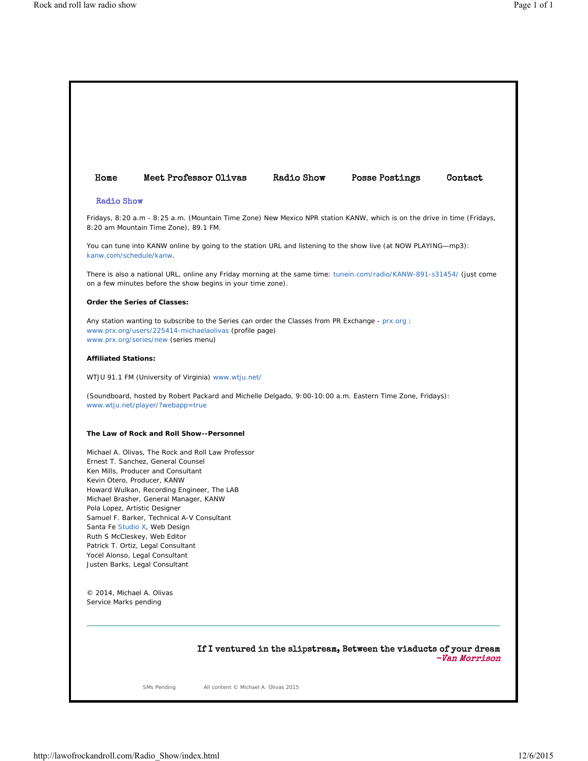Home Meet Professor Olivas Radio Show Posse Postings Contact

## Radio Show

Fridays, 8:20 a.m - 8:25 a.m. (Mountain Time Zone) New Mexico NPR station KANW, which is on the drive in time (Fridays, 8:20 am Mountain Time Zone), 89.1 FM.

You can tune into KANW online by going to the station URL and listening to the show live (at NOW PLAYING—mp3): kanw.com/schedule/kanw.

There is also a national URL, online any Friday morning at the same time: tunein.com/radio/KANW-891-s31454/ (just come on a few minutes before the show begins in your time zone).

**Order the Series of Classes:**

Any station wanting to subscribe to the Series can order the Classes from PR Exchange - prx.org :
www.prx.org/users/225414-michaelaolivas (profile page)
www.prx.org/series/new (series menu)

**Affiliated Stations:**

WTJU 91.1 FM (University of Virginia) www.wtju.net/

(Soundboard, hosted by Robert Packard and Michelle Delgado, 9:00-10:00 a.m. Eastern Time Zone, Fridays): www.wtju.net/player/?webapp=true

**The Law of Rock and Roll Show--Personnel**

Michael A. Olivas, The Rock and Roll Law Professor
Ernest T. Sanchez, General Counsel
Ken Mills, Producer and Consultant
Kevin Otero, Producer, KANW
Howard Wulkan, Recording Engineer, The LAB
Michael Brasher, General Manager, KANW
Pola Lopez, Artistic Designer
Samuel F. Barker, Technical A-V Consultant
Santa Fe Studio X, Web Design
Ruth S McCleskey, Web Editor
Patrick T. Ortiz, Legal Consultant
Yocel Alonso, Legal Consultant
Justen Barks, Legal Consultant

© 2014, Michael A. Olivas
Service Marks pending

---

**If I ventured in the slipstream, Between the viaducts of your dream**
***-Van Morrison***

SMs Pending All content © Michael A. Olivas 2015